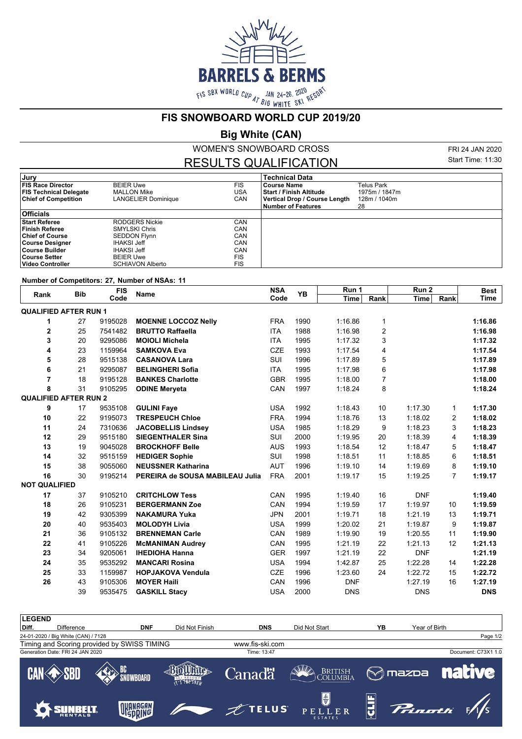# FIS SNOWBOARD WORLD CUP 2019/20

## Big White (CAN)

WOMEN'S SNOWBOARD CROSS

## RESULTS QUALIFICATION

FRI 24 JAN 2020
Start Time: 11:30

| Jury | | |
|---|---|---|
| FIS Race Director | BEIER Uwe | FIS |
| FIS Technical Delegate | MALLON Mike | USA |
| Chief of Competition | LANGELIER Dominique | CAN |
| **Officials** | | |
| Start Referee | RODGERS Nickie | CAN |
| Finish Referee | SMYLSKI Chris | CAN |
| Chief of Course | SEDDON Flynn | CAN |
| Course Designer | IHAKSI Jeff | CAN |
| Course Builder | IHAKSI Jeff | CAN |
| Course Setter | BEIER Uwe | FIS |
| Video Controller | SCHIAVON Alberto | FIS |

| Technical Data | |
|---|---|
| Course Name | Telus Park |
| Start / Finish Altitude | 1975m / 1847m |
| Vertical Drop / Course Length | 128m / 1040m |
| Number of Features | 28 |

**Number of Competitors: 27, Number of NSAs: 11**

| Rank | Bib | FIS Code | Name | NSA Code | YB | Run 1 | | Run 2 | | Best |
|---|---|---|---|---|---|---|---|---|---|---|
| | | | | | | Time | Rank | Time | Rank | Time |
| **QUALIFIED AFTER RUN 1** | | | | | | | | | | |
| 1 | 27 | 9195028 | **MOENNE LOCCOZ Nelly** | FRA | 1990 | 1:16.86 | 1 | | | **1:16.86** |
| 2 | 25 | 7541482 | **BRUTTO Raffaella** | ITA | 1988 | 1:16.98 | 2 | | | **1:16.98** |
| 3 | 20 | 9295086 | **MOIOLI Michela** | ITA | 1995 | 1:17.32 | 3 | | | **1:17.32** |
| 4 | 23 | 1159964 | **SAMKOVA Eva** | CZE | 1993 | 1:17.54 | 4 | | | **1:17.54** |
| 5 | 28 | 9515138 | **CASANOVA Lara** | SUI | 1996 | 1:17.89 | 5 | | | **1:17.89** |
| 6 | 21 | 9295087 | **BELINGHERI Sofia** | ITA | 1995 | 1:17.98 | 6 | | | **1:17.98** |
| 7 | 18 | 9195128 | **BANKES Charlotte** | GBR | 1995 | 1:18.00 | 7 | | | **1:18.00** |
| 8 | 31 | 9105295 | **ODINE Meryeta** | CAN | 1997 | 1:18.24 | 8 | | | **1:18.24** |
| **QUALIFIED AFTER RUN 2** | | | | | | | | | | |
| 9 | 17 | 9535108 | **GULINI Faye** | USA | 1992 | 1:18.43 | 10 | 1:17.30 | 1 | **1:17.30** |
| 10 | 22 | 9195073 | **TRESPEUCH Chloe** | FRA | 1994 | 1:18.76 | 13 | 1:18.02 | 2 | **1:18.02** |
| 11 | 24 | 7310636 | **JACOBELLIS Lindsey** | USA | 1985 | 1:18.29 | 9 | 1:18.23 | 3 | **1:18.23** |
| 12 | 29 | 9515180 | **SIEGENTHALER Sina** | SUI | 2000 | 1:19.95 | 20 | 1:18.39 | 4 | **1:18.39** |
| 13 | 19 | 9045028 | **BROCKHOFF Belle** | AUS | 1993 | 1:18.54 | 12 | 1:18.47 | 5 | **1:18.47** |
| 14 | 32 | 9515159 | **HEDIGER Sophie** | SUI | 1998 | 1:18.51 | 11 | 1:18.85 | 6 | **1:18.51** |
| 15 | 38 | 9055060 | **NEUSSNER Katharina** | AUT | 1996 | 1:19.10 | 14 | 1:19.69 | 8 | **1:19.10** |
| 16 | 30 | 9195214 | **PEREIRA de SOUSA MABILEAU Julia** | FRA | 2001 | 1:19.17 | 15 | 1:19.25 | 7 | **1:19.17** |
| **NOT QUALIFIED** | | | | | | | | | | |
| 17 | 37 | 9105210 | **CRITCHLOW Tess** | CAN | 1995 | 1:19.40 | 16 | DNF | | **1:19.40** |
| 18 | 26 | 9105231 | **BERGERMANN Zoe** | CAN | 1994 | 1:19.59 | 17 | 1:19.97 | 10 | **1:19.59** |
| 19 | 42 | 9305399 | **NAKAMURA Yuka** | JPN | 2001 | 1:19.71 | 18 | 1:21.19 | 13 | **1:19.71** |
| 20 | 40 | 9535403 | **MOLODYH Livia** | USA | 1999 | 1:20.02 | 21 | 1:19.87 | 9 | **1:19.87** |
| 21 | 36 | 9105132 | **BRENNEMAN Carle** | CAN | 1989 | 1:19.90 | 19 | 1:20.55 | 11 | **1:19.90** |
| 22 | 41 | 9105226 | **McMANIMAN Audrey** | CAN | 1995 | 1:21.19 | 22 | 1:21.13 | 12 | **1:21.13** |
| 23 | 34 | 9205061 | **IHEDIOHA Hanna** | GER | 1997 | 1:21.19 | 22 | DNF | | **1:21.19** |
| 24 | 35 | 9535292 | **MANCARI Rosina** | USA | 1994 | 1:42.87 | 25 | 1:22.28 | 14 | **1:22.28** |
| 25 | 33 | 1159987 | **HOPJAKOVA Vendula** | CZE | 1996 | 1:23.60 | 24 | 1:22.72 | 15 | **1:22.72** |
| 26 | 43 | 9105306 | **MOYER Haili** | CAN | 1996 | DNF | | 1:27.19 | 16 | **1:27.19** |
| | 39 | 9535475 | **GASKILL Stacy** | USA | 2000 | DNS | | DNS | | **DNS** |

| LEGEND | | | | | | | |
|---|---|---|---|---|---|---|---|
| Diff. | Difference | DNF | Did Not Finish | DNS | Did Not Start | YB | Year of Birth |

24-01-2020 / Big White (CAN) / 7128

Timing and Scoring provided by SWISS TIMING — www.fis-ski.com

Generation Date: FRI 24 JAN 2020 — Time: 13:47 — Document: C73X1 1.0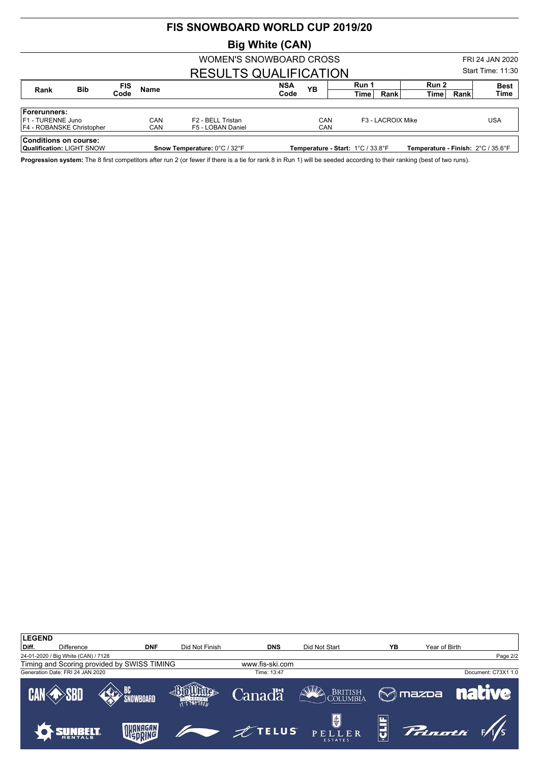# FIS SNOWBOARD WORLD CUP 2019/20

## Big White (CAN)

WOMEN'S SNOWBOARD CROSS

FRI 24 JAN 2020

## RESULTS QUALIFICATION

Start Time: 11:30

| Rank | Bib | FIS Code | Name | NSA Code | YB | Run 1 Time | Run 1 Rank | Run 2 Time | Run 2 Rank | Best Time |
|---|---|---|---|---|---|---|---|---|---|---|

**Forerunners:**

| | | | | | |
|---|---|---|---|---|---|
| F1 - TURENNE Juno | CAN | F2 - BELL Tristan | CAN | F3 - LACROIX Mike | USA |
| F4 - ROBANSKE Christopher | CAN | F5 - LOBAN Daniel | CAN | | |

**Conditions on course:**

**Qualification:** LIGHT SNOW — **Snow Temperature:** 0°C / 32°F — **Temperature - Start:** 1°C / 33.8°F — **Temperature - Finish:** 2°C / 35.6°F

**Progression system:** The 8 first competitors after run 2 (or fewer if there is a tie for rank 8 in Run 1) will be seeded according to their ranking (best of two runs).

**LEGEND**

| | | | | | | | |
|---|---|---|---|---|---|---|---|
| Diff. | Difference | DNF | Did Not Finish | DNS | Did Not Start | YB | Year of Birth |

24-01-2020 / Big White (CAN) / 7128

Timing and Scoring provided by SWISS TIMING — www.fis-ski.com

Generation Date: FRI 24 JAN 2020 — Time: 13:47 — Document: C73X1 1.0